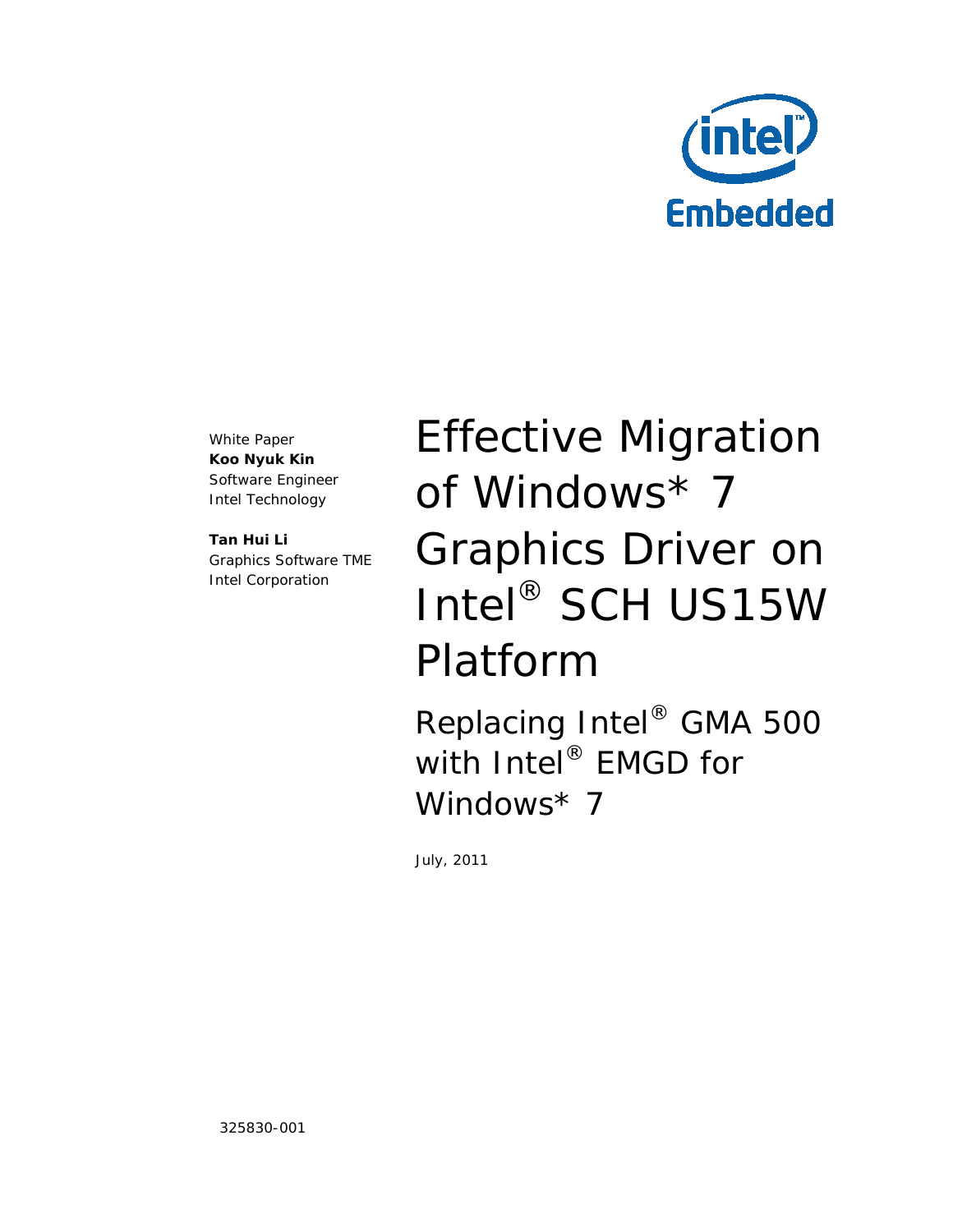White Paper

**Koo Nyuk Kin**
Software Engineer
Intel Technology

**Tan Hui Li**
Graphics Software TME
Intel Corporation

# Effective Migration of Windows* 7 Graphics Driver on Intel® SCH US15W Platform

## Replacing Intel® GMA 500 with Intel® EMGD for Windows* 7

July, 2011

325830-001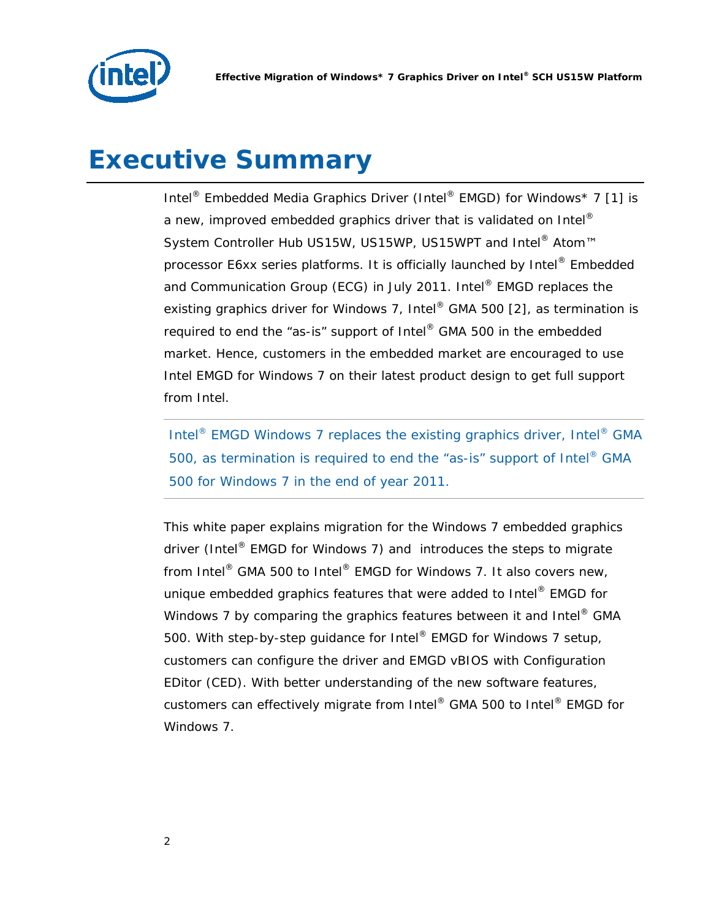# Executive Summary

Intel® Embedded Media Graphics Driver (Intel® EMGD) for Windows* 7 [1] is a new, improved embedded graphics driver that is validated on Intel® System Controller Hub US15W, US15WP, US15WPT and Intel® Atom™ processor E6xx series platforms. It is officially launched by Intel® Embedded and Communication Group (ECG) in July 2011. Intel® EMGD replaces the existing graphics driver for Windows 7, Intel® GMA 500 [2], as termination is required to end the "as-is" support of Intel® GMA 500 in the embedded market. Hence, customers in the embedded market are encouraged to use Intel EMGD for Windows 7 on their latest product design to get full support from Intel.

> Intel® EMGD Windows 7 replaces the existing graphics driver, Intel® GMA 500, as termination is required to end the "as-is" support of Intel® GMA 500 for Windows 7 in the end of year 2011.

This white paper explains migration for the Windows 7 embedded graphics driver (Intel® EMGD for Windows 7) and introduces the steps to migrate from Intel® GMA 500 to Intel® EMGD for Windows 7. It also covers new, unique embedded graphics features that were added to Intel® EMGD for Windows 7 by comparing the graphics features between it and Intel® GMA 500. With step-by-step guidance for Intel® EMGD for Windows 7 setup, customers can configure the driver and EMGD vBIOS with Configuration EDitor (CED). With better understanding of the new software features, customers can effectively migrate from Intel® GMA 500 to Intel® EMGD for Windows 7.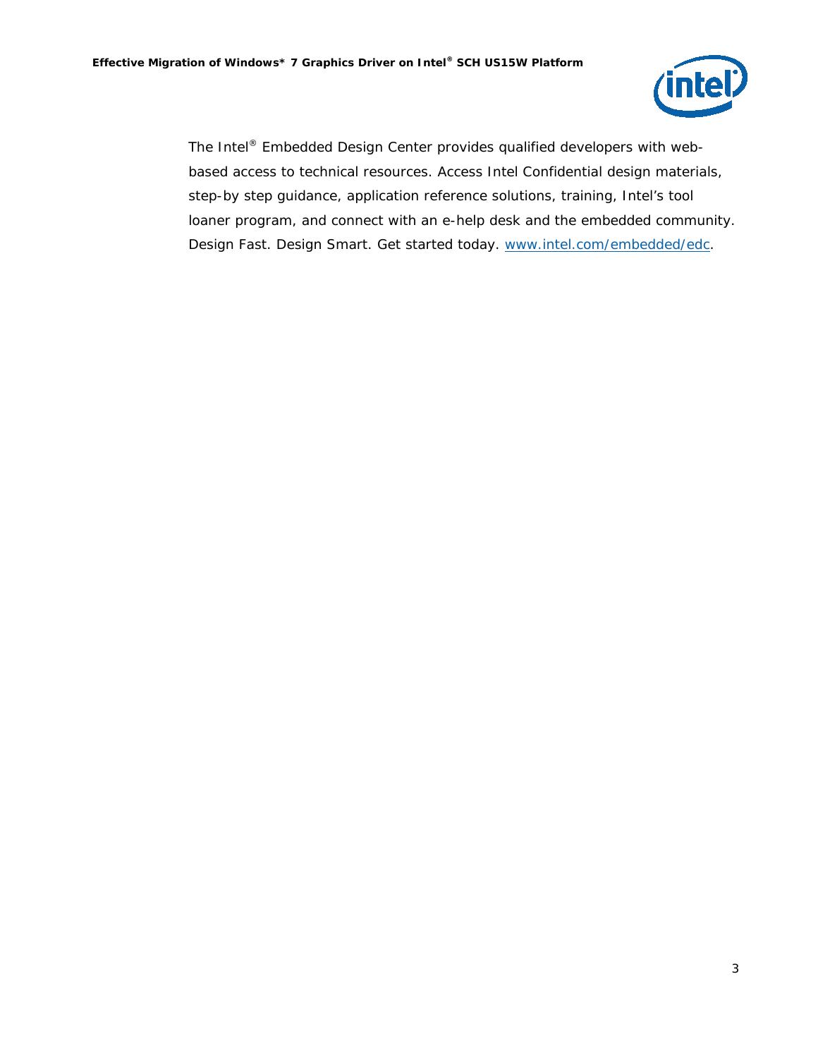The Intel® Embedded Design Center provides qualified developers with web-based access to technical resources. Access Intel Confidential design materials, step-by step guidance, application reference solutions, training, Intel's tool loaner program, and connect with an e-help desk and the embedded community. Design Fast. Design Smart. Get started today. [www.intel.com/embedded/edc](http://www.intel.com/embedded/edc).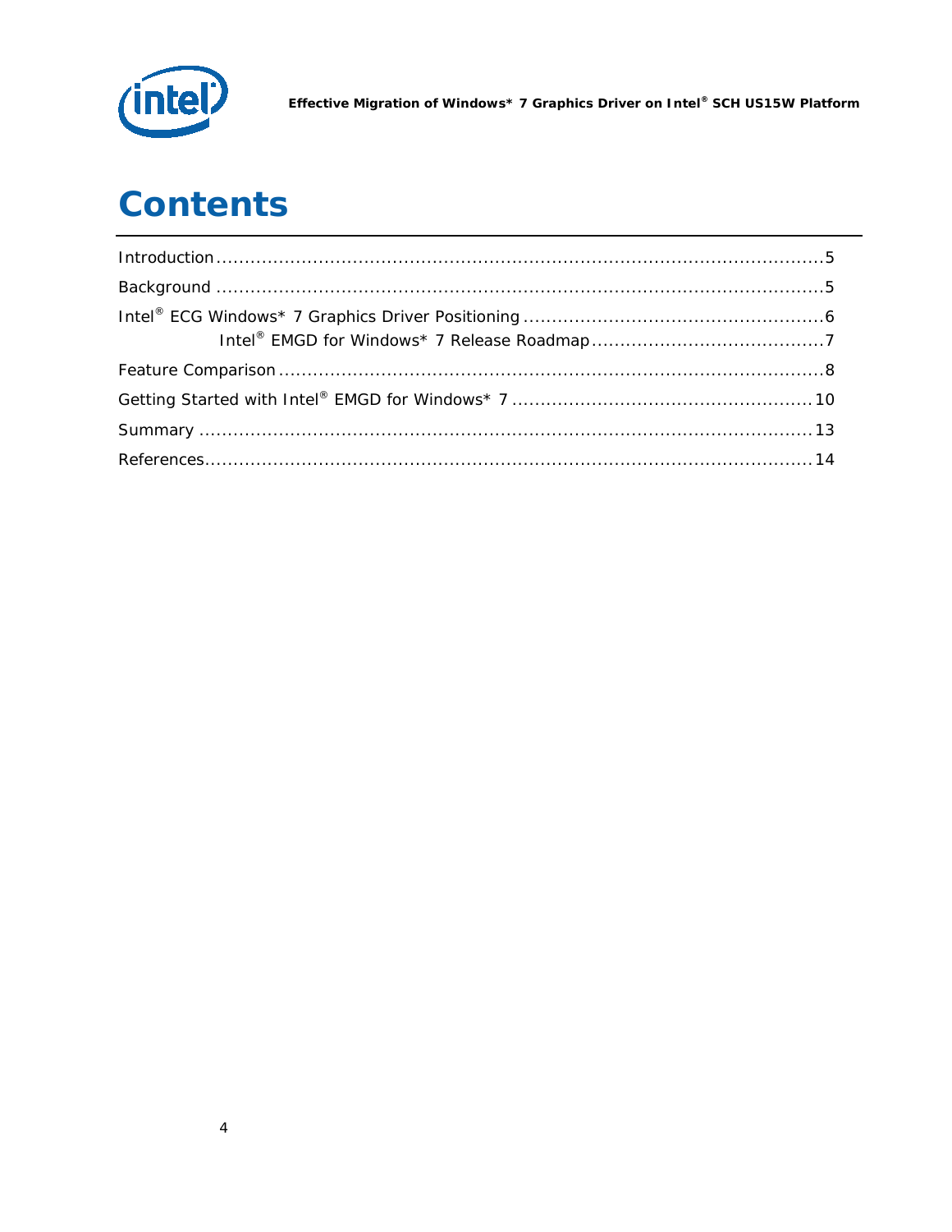# Contents

Introduction ............................................................................................................5

Background .............................................................................................................5

Intel® ECG Windows* 7 Graphics Driver Positioning .....................................................6

    Intel® EMGD for Windows* 7 Release Roadmap .........................................7

Feature Comparison ...................................................................................................8

Getting Started with Intel® EMGD for Windows* 7 ......................................................10

Summary ..............................................................................................................13

References.............................................................................................................14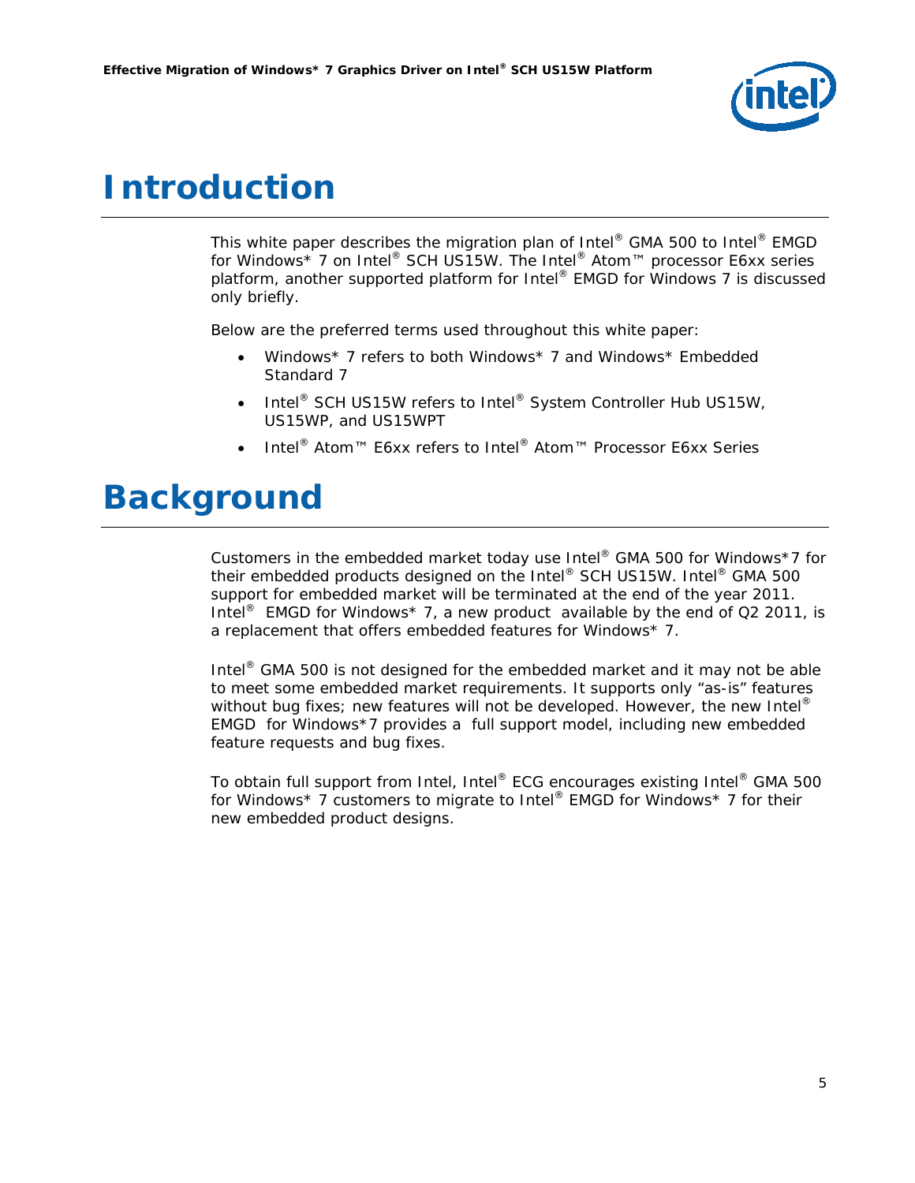# Introduction

This white paper describes the migration plan of Intel® GMA 500 to Intel® EMGD for Windows* 7 on Intel® SCH US15W. The Intel® Atom™ processor E6xx series platform, another supported platform for Intel® EMGD for Windows 7 is discussed only briefly.

Below are the preferred terms used throughout this white paper:

- Windows* 7 refers to both Windows* 7 and Windows* Embedded Standard 7
- Intel® SCH US15W refers to Intel® System Controller Hub US15W, US15WP, and US15WPT
- Intel® Atom™ E6xx refers to Intel® Atom™ Processor E6xx Series

# Background

Customers in the embedded market today use Intel® GMA 500 for Windows*7 for their embedded products designed on the Intel® SCH US15W. Intel® GMA 500 support for embedded market will be terminated at the end of the year 2011. Intel® EMGD for Windows* 7, a new product available by the end of Q2 2011, is a replacement that offers embedded features for Windows* 7.

Intel® GMA 500 is not designed for the embedded market and it may not be able to meet some embedded market requirements. It supports only "as-is" features without bug fixes; new features will not be developed. However, the new Intel® EMGD for Windows*7 provides a full support model, including new embedded feature requests and bug fixes.

To obtain full support from Intel, Intel® ECG encourages existing Intel® GMA 500 for Windows* 7 customers to migrate to Intel® EMGD for Windows* 7 for their new embedded product designs.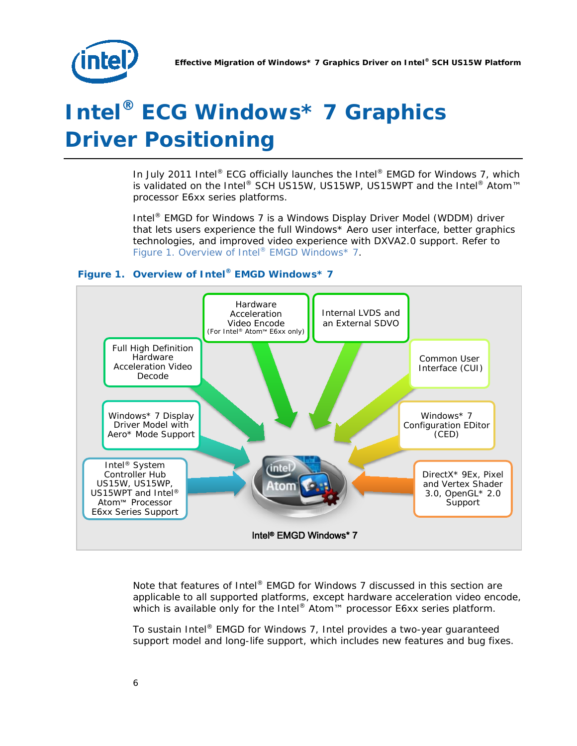# Intel® ECG Windows* 7 Graphics Driver Positioning

In July 2011 Intel® ECG officially launches the Intel® EMGD for Windows 7, which is validated on the Intel® SCH US15W, US15WP, US15WPT and the Intel® Atom™ processor E6xx series platforms.

Intel® EMGD for Windows 7 is a Windows Display Driver Model (WDDM) driver that lets users experience the full Windows* Aero user interface, better graphics technologies, and improved video experience with DXVA2.0 support. Refer to Figure 1. Overview of Intel® EMGD Windows* 7.

**Figure 1. Overview of Intel® EMGD Windows* 7**

- Hardware Acceleration Video Encode (For Intel® Atom™ E6xx only)
- Internal LVDS and an External SDVO
- Full High Definition Hardware Acceleration Video Decode
- Common User Interface (CUI)
- Windows* 7 Display Driver Model with Aero* Mode Support
- Windows* 7 Configuration EDitor (CED)
- Intel® System Controller Hub US15W, US15WP, US15WPT and Intel® Atom™ Processor E6xx Series Support
- DirectX* 9Ex, Pixel and Vertex Shader 3.0, OpenGL* 2.0 Support

Intel® EMGD Windows* 7

Note that features of Intel® EMGD for Windows 7 discussed in this section are applicable to all supported platforms, except hardware acceleration video encode, which is available only for the Intel® Atom™ processor E6xx series platform.

To sustain Intel® EMGD for Windows 7, Intel provides a two-year guaranteed support model and long-life support, which includes new features and bug fixes.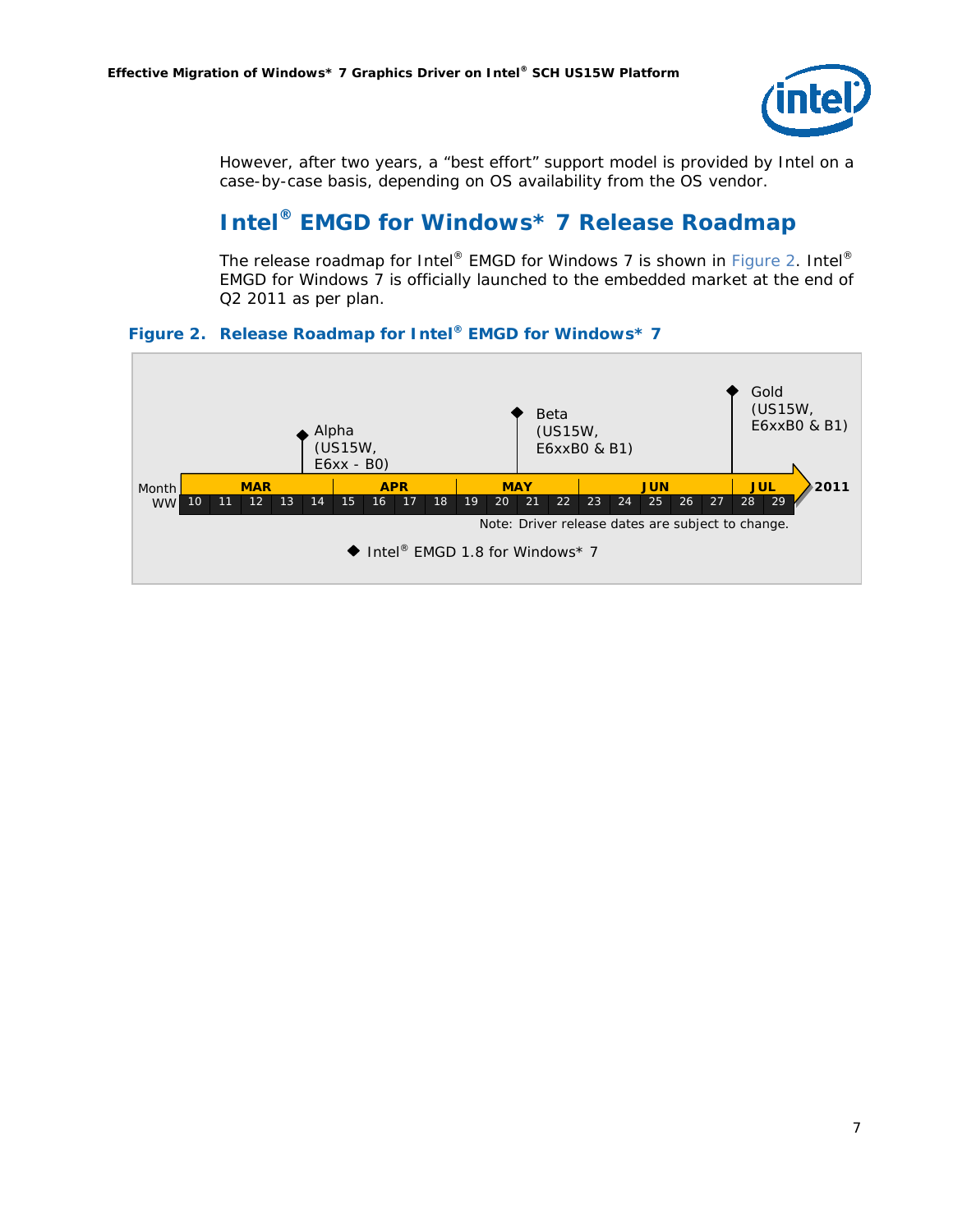However, after two years, a "best effort" support model is provided by Intel on a case-by-case basis, depending on OS availability from the OS vendor.

## Intel® EMGD for Windows* 7 Release Roadmap

The release roadmap for Intel® EMGD for Windows 7 is shown in Figure 2. Intel® EMGD for Windows 7 is officially launched to the embedded market at the end of Q2 2011 as per plan.

**Figure 2. Release Roadmap for Intel® EMGD for Windows* 7**

| Month | MAR | | | | | APR | | | | MAY | | | | JUN | | | | | JUL | | 2011 |
|---|---|---|---|---|---|---|---|---|---|---|---|---|---|---|---|---|---|---|---|---|---|
| WW | 10 | 11 | 12 | 13 | 14 | 15 | 16 | 17 | 18 | 19 | 20 | 21 | 22 | 23 | 24 | 25 | 26 | 27 | 28 | 29 | |

- Alpha (US15W, E6xx - B0) — WW 13/14
- Beta (US15W, E6xxB0 & B1) — WW 20/21
- Gold (US15W, E6xxB0 & B1) — WW 27/28

Note: Driver release dates are subject to change.

◆ Intel® EMGD 1.8 for Windows* 7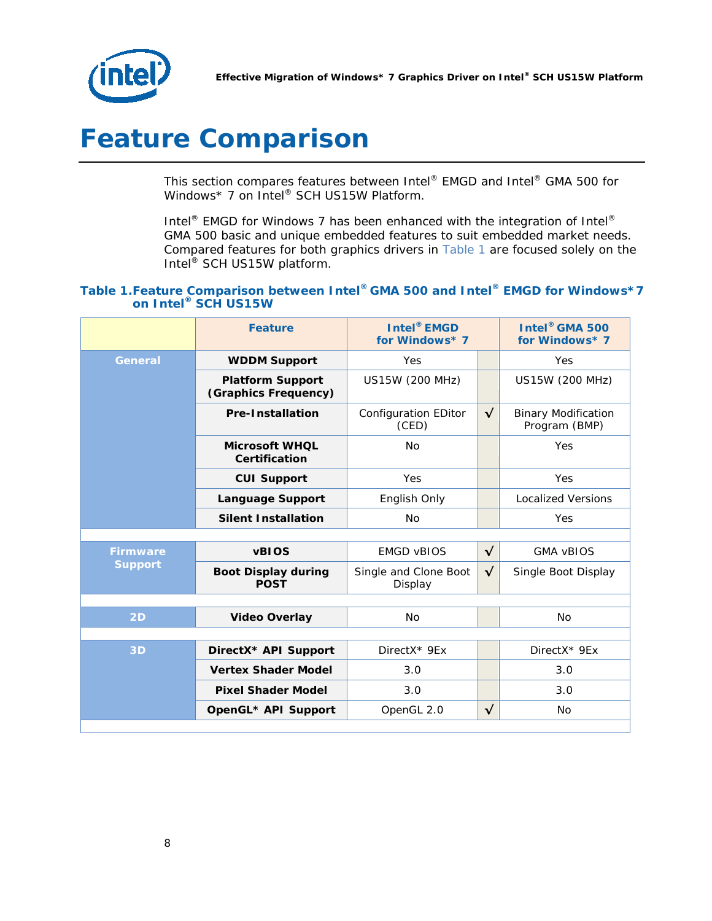# Feature Comparison

This section compares features between Intel® EMGD and Intel® GMA 500 for Windows* 7 on Intel® SCH US15W Platform.

Intel® EMGD for Windows 7 has been enhanced with the integration of Intel® GMA 500 basic and unique embedded features to suit embedded market needs. Compared features for both graphics drivers in Table 1 are focused solely on the Intel® SCH US15W platform.

**Table 1. Feature Comparison between Intel® GMA 500 and Intel® EMGD for Windows* 7 on Intel® SCH US15W**

| | Feature | Intel® EMGD for Windows* 7 | | Intel® GMA 500 for Windows* 7 |
|---|---|---|---|---|
| **General** | **WDDM Support** | Yes | | Yes |
| | **Platform Support (Graphics Frequency)** | US15W (200 MHz) | | US15W (200 MHz) |
| | **Pre-Installation** | Configuration EDitor (CED) | √ | Binary Modification Program (BMP) |
| | **Microsoft WHQL Certification** | No | | Yes |
| | **CUI Support** | Yes | | Yes |
| | **Language Support** | English Only | | Localized Versions |
| | **Silent Installation** | No | | Yes |
| | | | | |
| **Firmware Support** | **vBIOS** | EMGD vBIOS | √ | GMA vBIOS |
| | **Boot Display during POST** | Single and Clone Boot Display | √ | Single Boot Display |
| | | | | |
| **2D** | **Video Overlay** | No | | No |
| | | | | |
| **3D** | **DirectX* API Support** | DirectX* 9Ex | | DirectX* 9Ex |
| | **Vertex Shader Model** | 3.0 | | 3.0 |
| | **Pixel Shader Model** | 3.0 | | 3.0 |
| | **OpenGL* API Support** | OpenGL 2.0 | √ | No |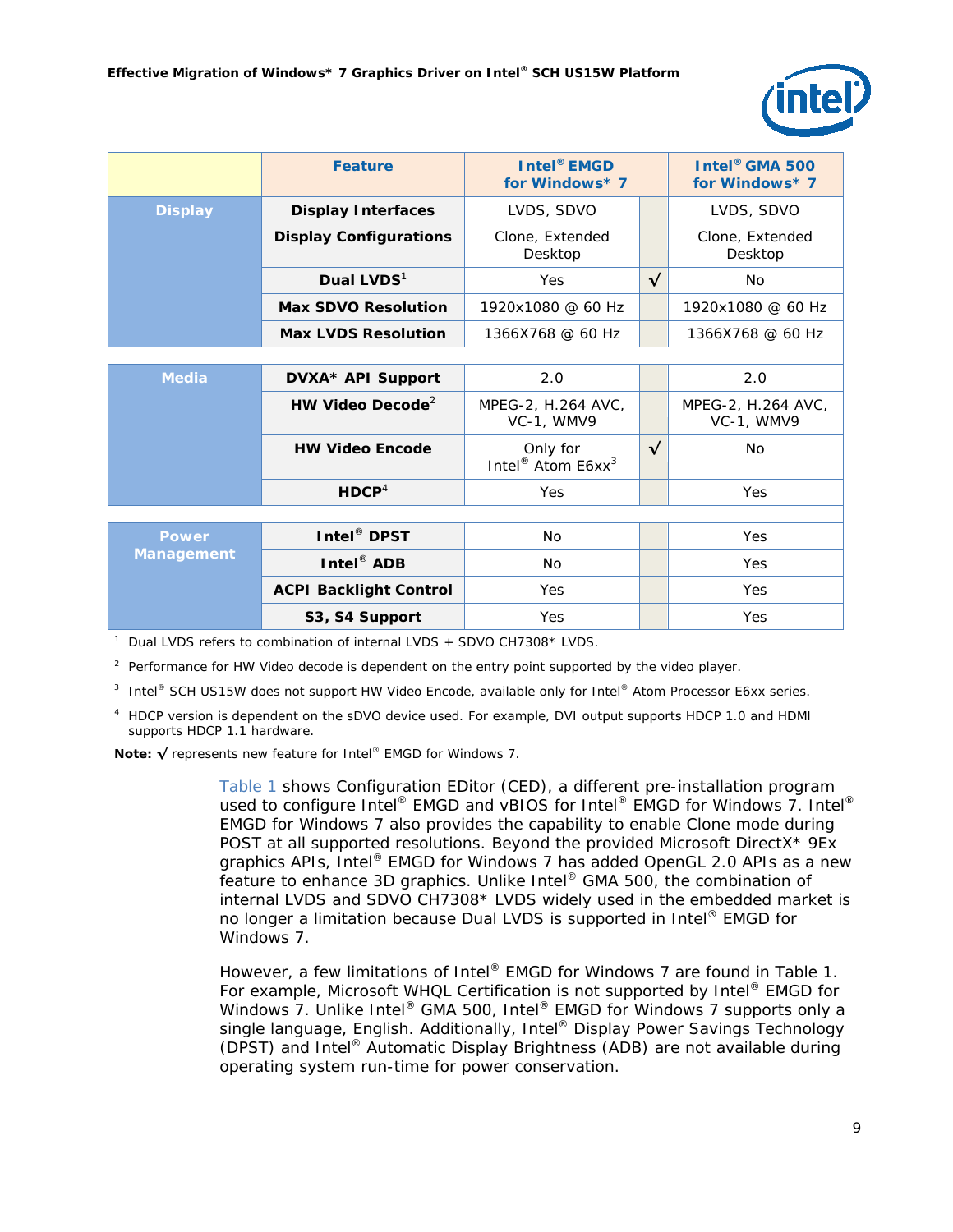| | Feature | Intel® EMGD for Windows* 7 | | Intel® GMA 500 for Windows* 7 |
|---|---|---|---|---|
| **Display** | **Display Interfaces** | LVDS, SDVO | | LVDS, SDVO |
| | **Display Configurations** | Clone, Extended Desktop | | Clone, Extended Desktop |
| | **Dual LVDS**[1] | Yes | √ | No |
| | **Max SDVO Resolution** | 1920x1080 @ 60 Hz | | 1920x1080 @ 60 Hz |
| | **Max LVDS Resolution** | 1366X768 @ 60 Hz | | 1366X768 @ 60 Hz |
| | | | | |
| **Media** | **DVXA* API Support** | 2.0 | | 2.0 |
| | **HW Video Decode**[2] | MPEG-2, H.264 AVC, VC-1, WMV9 | | MPEG-2, H.264 AVC, VC-1, WMV9 |
| | **HW Video Encode** | Only for Intel® Atom E6xx[3] | √ | No |
| | **HDCP**[4] | Yes | | Yes |
| | | | | |
| **Power Management** | **Intel® DPST** | No | | Yes |
| | **Intel® ADB** | No | | Yes |
| | **ACPI Backlight Control** | Yes | | Yes |
| | **S3, S4 Support** | Yes | | Yes |

[1] Dual LVDS refers to combination of internal LVDS + SDVO CH7308* LVDS.

[2] Performance for HW Video decode is dependent on the entry point supported by the video player.

[3] Intel® SCH US15W does not support HW Video Encode, available only for Intel® Atom Processor E6xx series.

[4] HDCP version is dependent on the sDVO device used. For example, DVI output supports HDCP 1.0 and HDMI supports HDCP 1.1 hardware.

**Note:** √ represents new feature for Intel® EMGD for Windows 7.

Table 1 shows Configuration EDitor (CED), a different pre-installation program used to configure Intel® EMGD and vBIOS for Intel® EMGD for Windows 7. Intel® EMGD for Windows 7 also provides the capability to enable Clone mode during POST at all supported resolutions. Beyond the provided Microsoft DirectX* 9Ex graphics APIs, Intel® EMGD for Windows 7 has added OpenGL 2.0 APIs as a new feature to enhance 3D graphics. Unlike Intel® GMA 500, the combination of internal LVDS and SDVO CH7308* LVDS widely used in the embedded market is no longer a limitation because Dual LVDS is supported in Intel® EMGD for Windows 7.

However, a few limitations of Intel® EMGD for Windows 7 are found in Table 1. For example, Microsoft WHQL Certification is not supported by Intel® EMGD for Windows 7. Unlike Intel® GMA 500, Intel® EMGD for Windows 7 supports only a single language, English. Additionally, Intel® Display Power Savings Technology (DPST) and Intel® Automatic Display Brightness (ADB) are not available during operating system run-time for power conservation.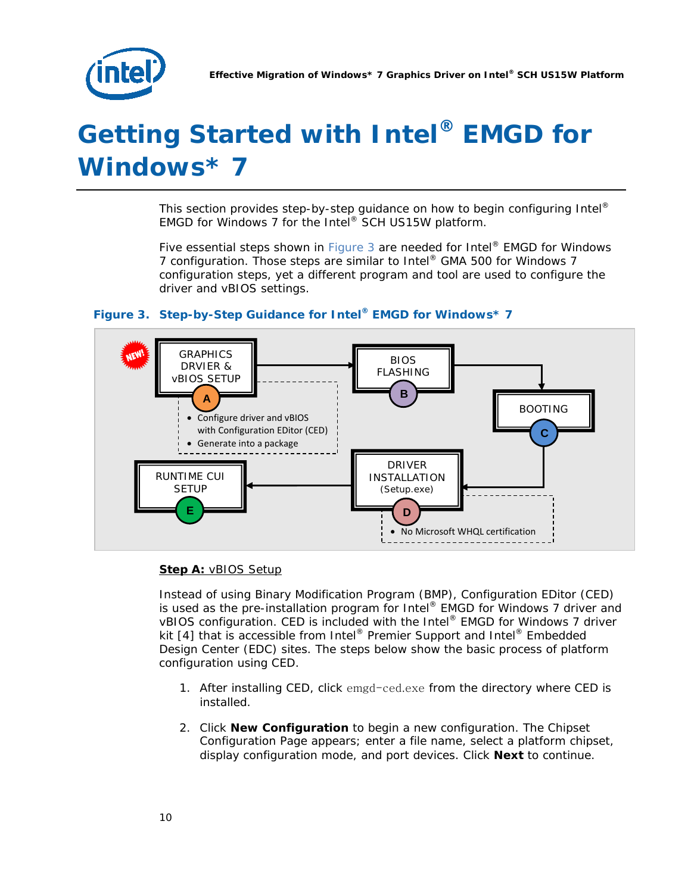# Getting Started with Intel® EMGD for Windows* 7

This section provides step-by-step guidance on how to begin configuring Intel® EMGD for Windows 7 for the Intel® SCH US15W platform.

Five essential steps shown in Figure 3 are needed for Intel® EMGD for Windows 7 configuration. Those steps are similar to Intel® GMA 500 for Windows 7 configuration steps, yet a different program and tool are used to configure the driver and vBIOS settings.

**Figure 3. Step-by-Step Guidance for Intel® EMGD for Windows* 7**

NEW! GRAPHICS DRVIER & vBIOS SETUP (A)
- Configure driver and vBIOS with Configuration EDitor (CED)
- Generate into a package

BIOS FLASHING (B)

BOOTING (C)

DRIVER INSTALLATION (Setup.exe) (D)
- No Microsoft WHQL certification

RUNTIME CUI SETUP (E)

**Step A:** vBIOS Setup

Instead of using Binary Modification Program (BMP), Configuration EDitor (CED) is used as the pre-installation program for Intel® EMGD for Windows 7 driver and vBIOS configuration. CED is included with the Intel® EMGD for Windows 7 driver kit [4] that is accessible from Intel® Premier Support and Intel® Embedded Design Center (EDC) sites. The steps below show the basic process of platform configuration using CED.

1. After installing CED, click `emgd-ced.exe` from the directory where CED is installed.
2. Click **New Configuration** to begin a new configuration. The Chipset Configuration Page appears; enter a file name, select a platform chipset, display configuration mode, and port devices. Click **Next** to continue.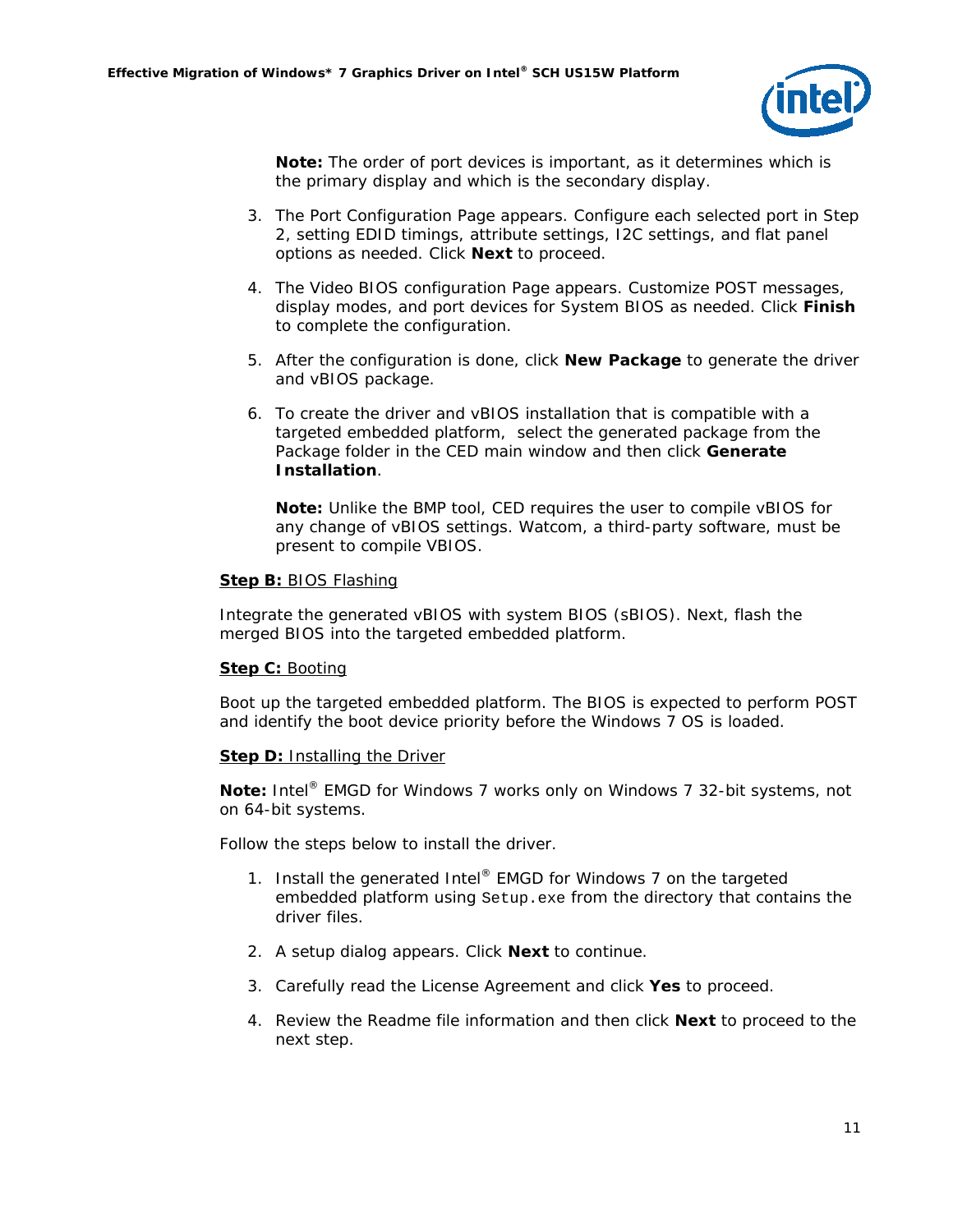**Note:** The order of port devices is important, as it determines which is the primary display and which is the secondary display.

3. The Port Configuration Page appears. Configure each selected port in Step 2, setting EDID timings, attribute settings, I2C settings, and flat panel options as needed. Click **Next** to proceed.

4. The Video BIOS configuration Page appears. Customize POST messages, display modes, and port devices for System BIOS as needed. Click **Finish** to complete the configuration.

5. After the configuration is done, click **New Package** to generate the driver and vBIOS package.

6. To create the driver and vBIOS installation that is compatible with a targeted embedded platform, select the generated package from the Package folder in the CED main window and then click **Generate Installation**.

   **Note:** Unlike the BMP tool, CED requires the user to compile vBIOS for any change of vBIOS settings. Watcom, a third-party software, must be present to compile VBIOS.

**Step B:** BIOS Flashing

Integrate the generated vBIOS with system BIOS (sBIOS). Next, flash the merged BIOS into the targeted embedded platform.

**Step C:** Booting

Boot up the targeted embedded platform. The BIOS is expected to perform POST and identify the boot device priority before the Windows 7 OS is loaded.

**Step D:** Installing the Driver

**Note:** Intel® EMGD for Windows 7 works only on Windows 7 32-bit systems, not on 64-bit systems.

Follow the steps below to install the driver.

1. Install the generated Intel® EMGD for Windows 7 on the targeted embedded platform using `Setup.exe` from the directory that contains the driver files.

2. A setup dialog appears. Click **Next** to continue.

3. Carefully read the License Agreement and click **Yes** to proceed.

4. Review the Readme file information and then click **Next** to proceed to the next step.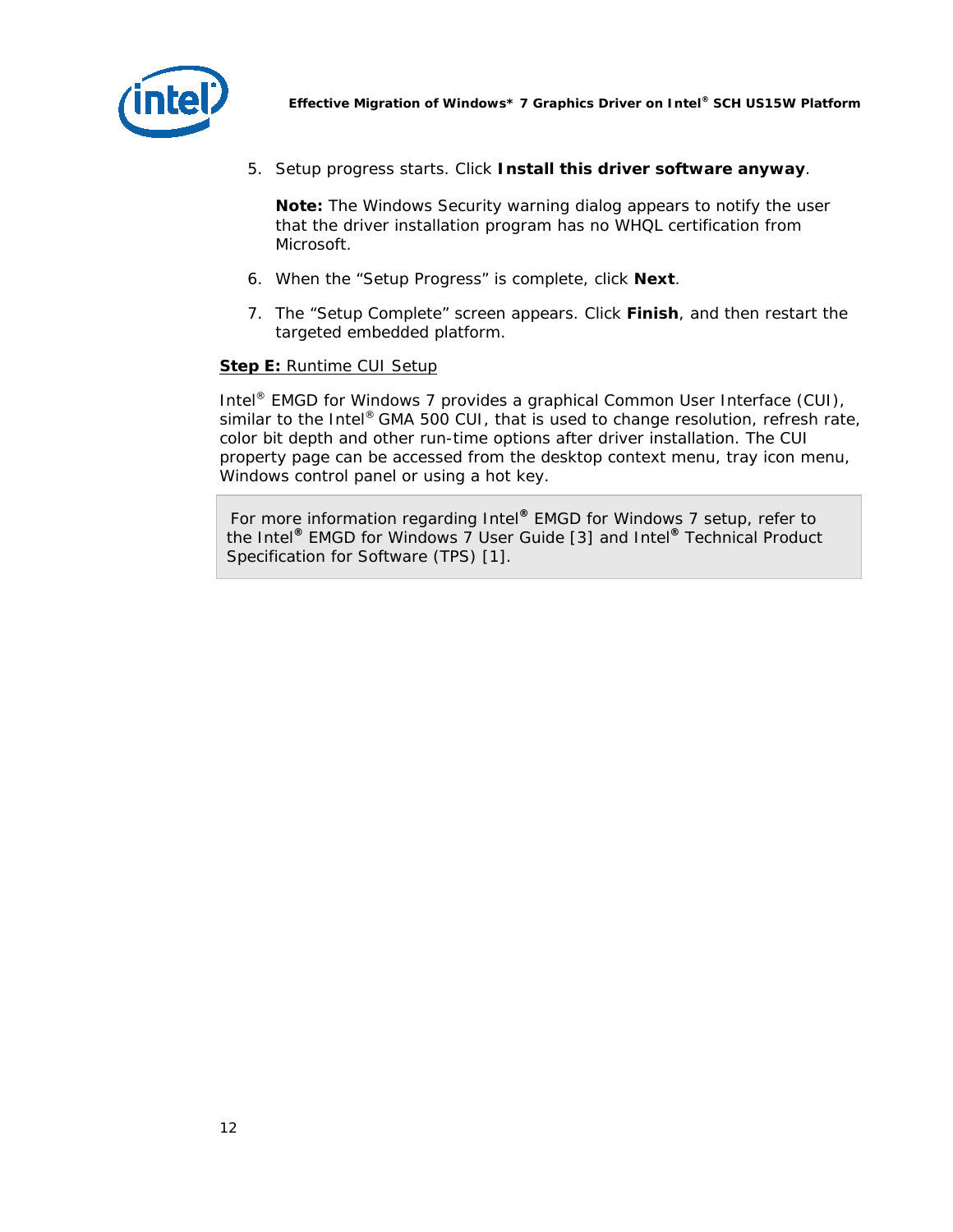5. Setup progress starts. Click **Install this driver software anyway**.

   **Note:** The Windows Security warning dialog appears to notify the user that the driver installation program has no WHQL certification from Microsoft.

6. When the “Setup Progress” is complete, click **Next**.
7. The “Setup Complete” screen appears. Click **Finish**, and then restart the targeted embedded platform.

**Step E:** Runtime CUI Setup

Intel® EMGD for Windows 7 provides a graphical Common User Interface (CUI), similar to the Intel® GMA 500 CUI, that is used to change resolution, refresh rate, color bit depth and other run-time options after driver installation. The CUI property page can be accessed from the desktop context menu, tray icon menu, Windows control panel or using a hot key.

> For more information regarding Intel® EMGD for Windows 7 setup, refer to the Intel® EMGD for Windows 7 User Guide [3] and Intel® Technical Product Specification for Software (TPS) [1].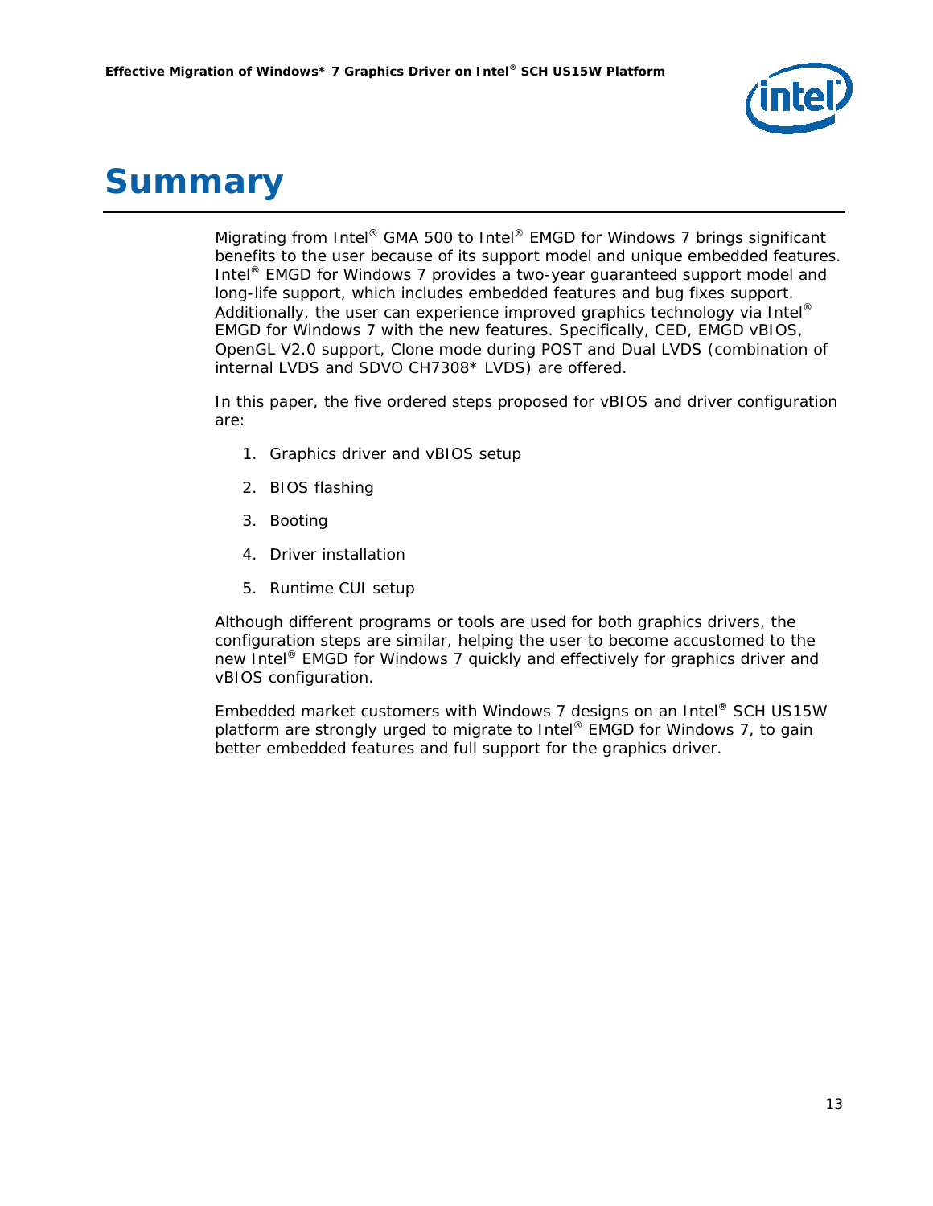# Summary

Migrating from Intel® GMA 500 to Intel® EMGD for Windows 7 brings significant benefits to the user because of its support model and unique embedded features. Intel® EMGD for Windows 7 provides a two-year guaranteed support model and long-life support, which includes embedded features and bug fixes support. Additionally, the user can experience improved graphics technology via Intel® EMGD for Windows 7 with the new features. Specifically, CED, EMGD vBIOS, OpenGL V2.0 support, Clone mode during POST and Dual LVDS (combination of internal LVDS and SDVO CH7308* LVDS) are offered.

In this paper, the five ordered steps proposed for vBIOS and driver configuration are:

1. Graphics driver and vBIOS setup
2. BIOS flashing
3. Booting
4. Driver installation
5. Runtime CUI setup

Although different programs or tools are used for both graphics drivers, the configuration steps are similar, helping the user to become accustomed to the new Intel® EMGD for Windows 7 quickly and effectively for graphics driver and vBIOS configuration.

Embedded market customers with Windows 7 designs on an Intel® SCH US15W platform are strongly urged to migrate to Intel® EMGD for Windows 7, to gain better embedded features and full support for the graphics driver.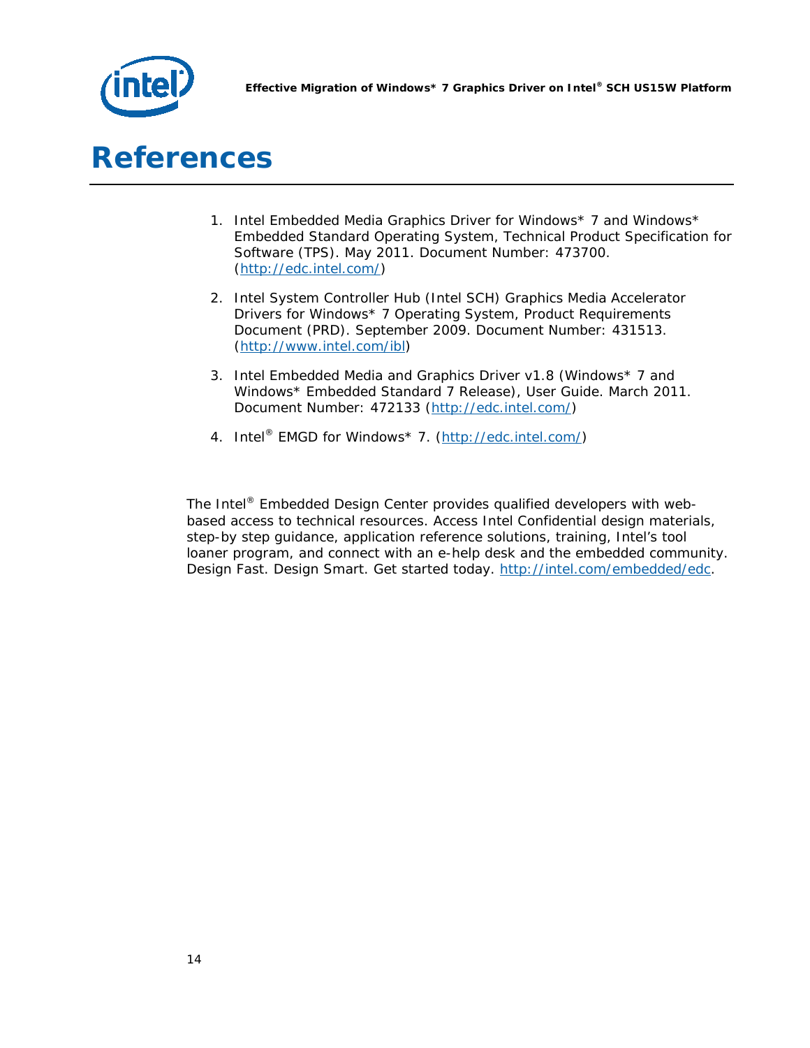# References

1. Intel Embedded Media Graphics Driver for Windows* 7 and Windows* Embedded Standard Operating System, Technical Product Specification for Software (TPS). May 2011. Document Number: 473700. (http://edc.intel.com/)

2. Intel System Controller Hub (Intel SCH) Graphics Media Accelerator Drivers for Windows* 7 Operating System, Product Requirements Document (PRD). September 2009. Document Number: 431513. (http://www.intel.com/ibl)

3. Intel Embedded Media and Graphics Driver v1.8 (Windows* 7 and Windows* Embedded Standard 7 Release), User Guide. March 2011. Document Number: 472133 (http://edc.intel.com/)

4. Intel® EMGD for Windows* 7. (http://edc.intel.com/)

The Intel® Embedded Design Center provides qualified developers with web-based access to technical resources. Access Intel Confidential design materials, step-by step guidance, application reference solutions, training, Intel's tool loaner program, and connect with an e-help desk and the embedded community. Design Fast. Design Smart. Get started today. http://intel.com/embedded/edc.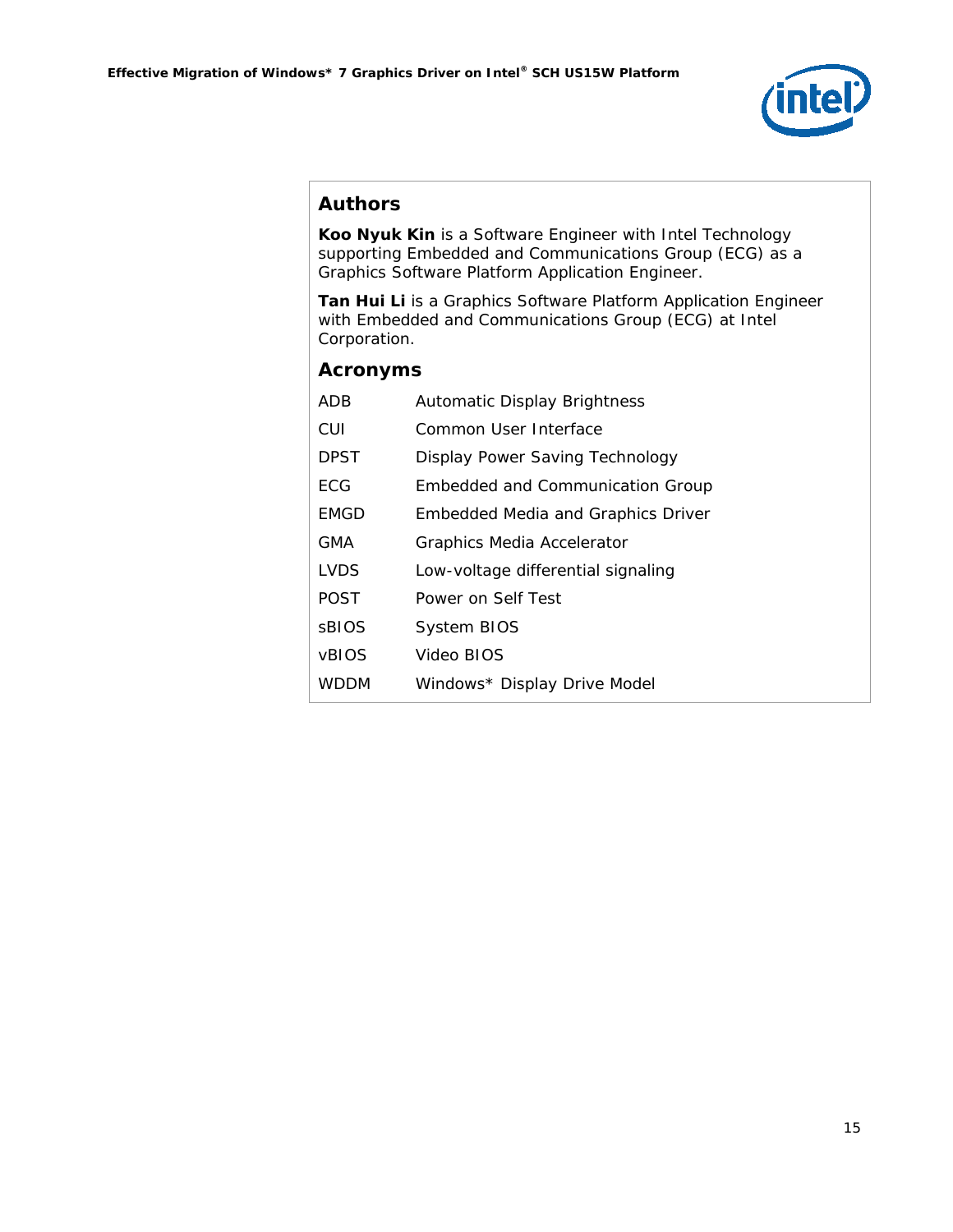## Authors

**Koo Nyuk Kin** is a Software Engineer with Intel Technology supporting Embedded and Communications Group (ECG) as a Graphics Software Platform Application Engineer.

**Tan Hui Li** is a Graphics Software Platform Application Engineer with Embedded and Communications Group (ECG) at Intel Corporation.

## Acronyms

| | |
|---|---|
| ADB | Automatic Display Brightness |
| CUI | Common User Interface |
| DPST | Display Power Saving Technology |
| ECG | Embedded and Communication Group |
| EMGD | Embedded Media and Graphics Driver |
| GMA | Graphics Media Accelerator |
| LVDS | Low-voltage differential signaling |
| POST | Power on Self Test |
| sBIOS | System BIOS |
| vBIOS | Video BIOS |
| WDDM | Windows* Display Drive Model |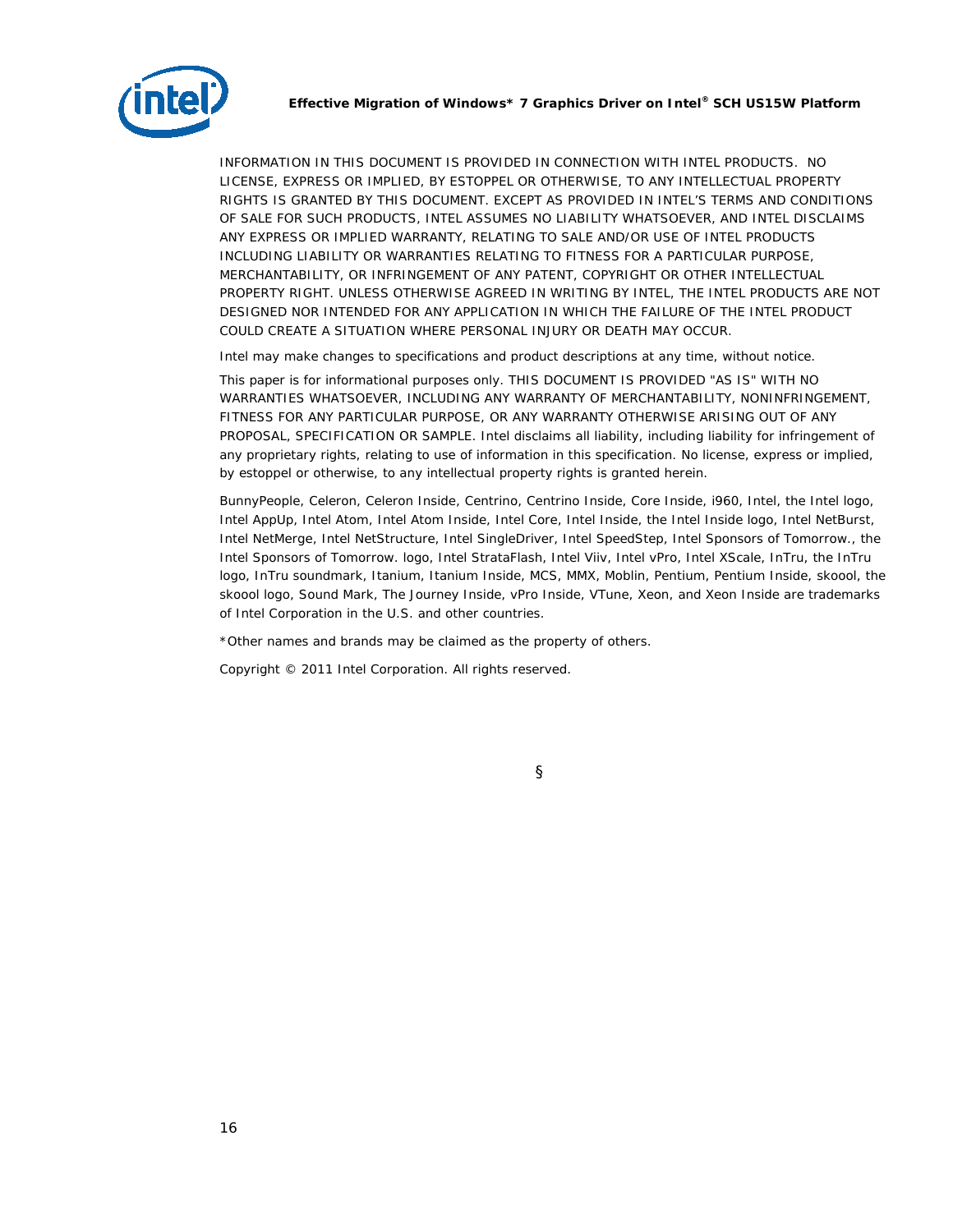INFORMATION IN THIS DOCUMENT IS PROVIDED IN CONNECTION WITH INTEL PRODUCTS. NO LICENSE, EXPRESS OR IMPLIED, BY ESTOPPEL OR OTHERWISE, TO ANY INTELLECTUAL PROPERTY RIGHTS IS GRANTED BY THIS DOCUMENT. EXCEPT AS PROVIDED IN INTEL'S TERMS AND CONDITIONS OF SALE FOR SUCH PRODUCTS, INTEL ASSUMES NO LIABILITY WHATSOEVER, AND INTEL DISCLAIMS ANY EXPRESS OR IMPLIED WARRANTY, RELATING TO SALE AND/OR USE OF INTEL PRODUCTS INCLUDING LIABILITY OR WARRANTIES RELATING TO FITNESS FOR A PARTICULAR PURPOSE, MERCHANTABILITY, OR INFRINGEMENT OF ANY PATENT, COPYRIGHT OR OTHER INTELLECTUAL PROPERTY RIGHT. UNLESS OTHERWISE AGREED IN WRITING BY INTEL, THE INTEL PRODUCTS ARE NOT DESIGNED NOR INTENDED FOR ANY APPLICATION IN WHICH THE FAILURE OF THE INTEL PRODUCT COULD CREATE A SITUATION WHERE PERSONAL INJURY OR DEATH MAY OCCUR.

Intel may make changes to specifications and product descriptions at any time, without notice.

This paper is for informational purposes only. THIS DOCUMENT IS PROVIDED "AS IS" WITH NO WARRANTIES WHATSOEVER, INCLUDING ANY WARRANTY OF MERCHANTABILITY, NONINFRINGEMENT, FITNESS FOR ANY PARTICULAR PURPOSE, OR ANY WARRANTY OTHERWISE ARISING OUT OF ANY PROPOSAL, SPECIFICATION OR SAMPLE. Intel disclaims all liability, including liability for infringement of any proprietary rights, relating to use of information in this specification. No license, express or implied, by estoppel or otherwise, to any intellectual property rights is granted herein.

BunnyPeople, Celeron, Celeron Inside, Centrino, Centrino Inside, Core Inside, i960, Intel, the Intel logo, Intel AppUp, Intel Atom, Intel Atom Inside, Intel Core, Intel Inside, the Intel Inside logo, Intel NetBurst, Intel NetMerge, Intel NetStructure, Intel SingleDriver, Intel SpeedStep, Intel Sponsors of Tomorrow., the Intel Sponsors of Tomorrow. logo, Intel StrataFlash, Intel Viiv, Intel vPro, Intel XScale, InTru, the InTru logo, InTru soundmark, Itanium, Itanium Inside, MCS, MMX, Moblin, Pentium, Pentium Inside, skoool, the skoool logo, Sound Mark, The Journey Inside, vPro Inside, VTune, Xeon, and Xeon Inside are trademarks of Intel Corporation in the U.S. and other countries.

*Other names and brands may be claimed as the property of others.

Copyright © 2011 Intel Corporation. All rights reserved.

§